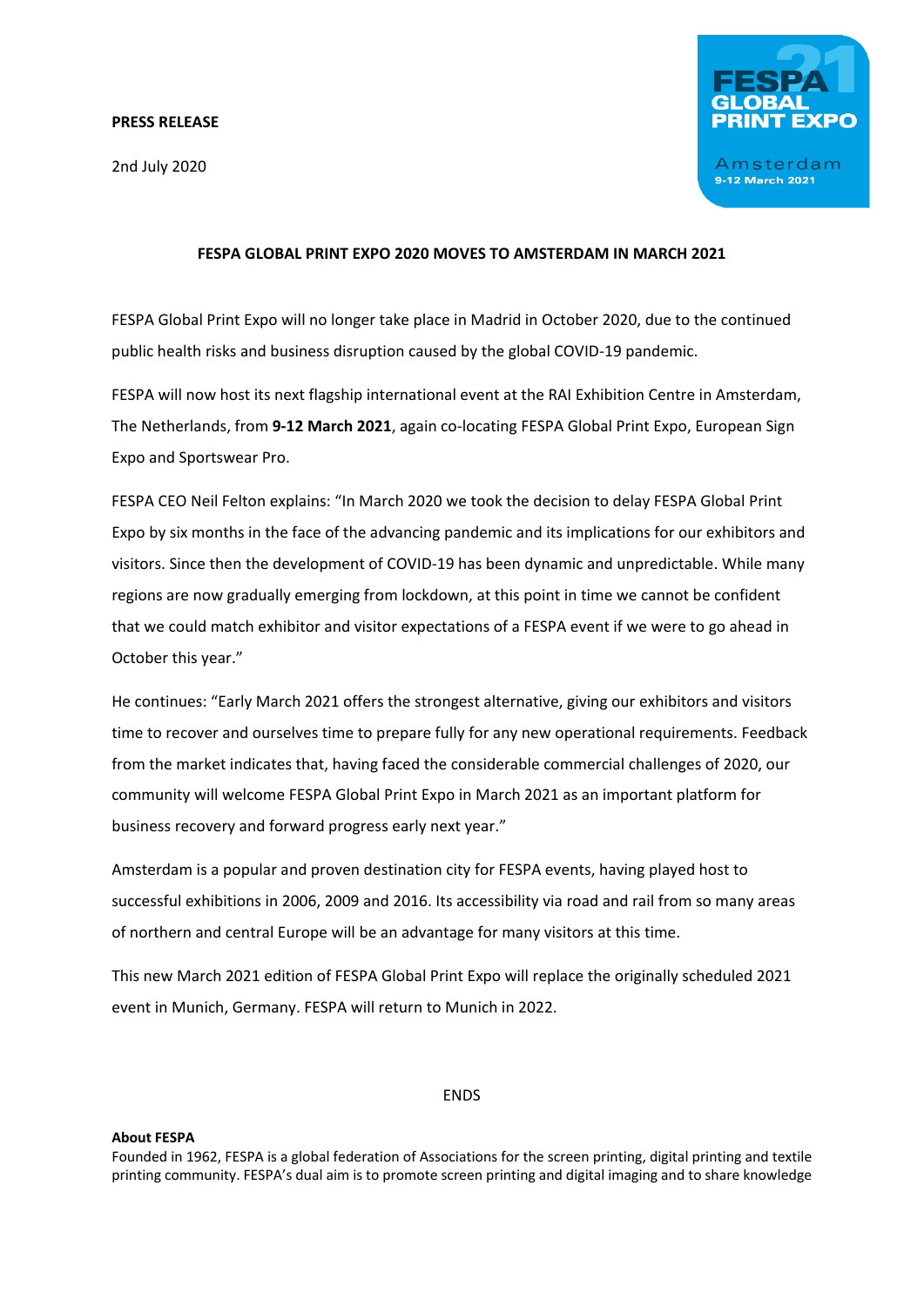**PRESS RELEASE**

2nd July 2020

FESPA 21 GLOBAL PRINT EXPO
Amsterdam
9-12 March 2021

**FESPA GLOBAL PRINT EXPO 2020 MOVES TO AMSTERDAM IN MARCH 2021**

FESPA Global Print Expo will no longer take place in Madrid in October 2020, due to the continued public health risks and business disruption caused by the global COVID-19 pandemic.

FESPA will now host its next flagship international event at the RAI Exhibition Centre in Amsterdam, The Netherlands, from **9-12 March 2021**, again co-locating FESPA Global Print Expo, European Sign Expo and Sportswear Pro.

FESPA CEO Neil Felton explains: "In March 2020 we took the decision to delay FESPA Global Print Expo by six months in the face of the advancing pandemic and its implications for our exhibitors and visitors. Since then the development of COVID-19 has been dynamic and unpredictable. While many regions are now gradually emerging from lockdown, at this point in time we cannot be confident that we could match exhibitor and visitor expectations of a FESPA event if we were to go ahead in October this year."

He continues: "Early March 2021 offers the strongest alternative, giving our exhibitors and visitors time to recover and ourselves time to prepare fully for any new operational requirements. Feedback from the market indicates that, having faced the considerable commercial challenges of 2020, our community will welcome FESPA Global Print Expo in March 2021 as an important platform for business recovery and forward progress early next year."

Amsterdam is a popular and proven destination city for FESPA events, having played host to successful exhibitions in 2006, 2009 and 2016. Its accessibility via road and rail from so many areas of northern and central Europe will be an advantage for many visitors at this time.

This new March 2021 edition of FESPA Global Print Expo will replace the originally scheduled 2021 event in Munich, Germany. FESPA will return to Munich in 2022.

ENDS

**About FESPA**

Founded in 1962, FESPA is a global federation of Associations for the screen printing, digital printing and textile printing community. FESPA's dual aim is to promote screen printing and digital imaging and to share knowledge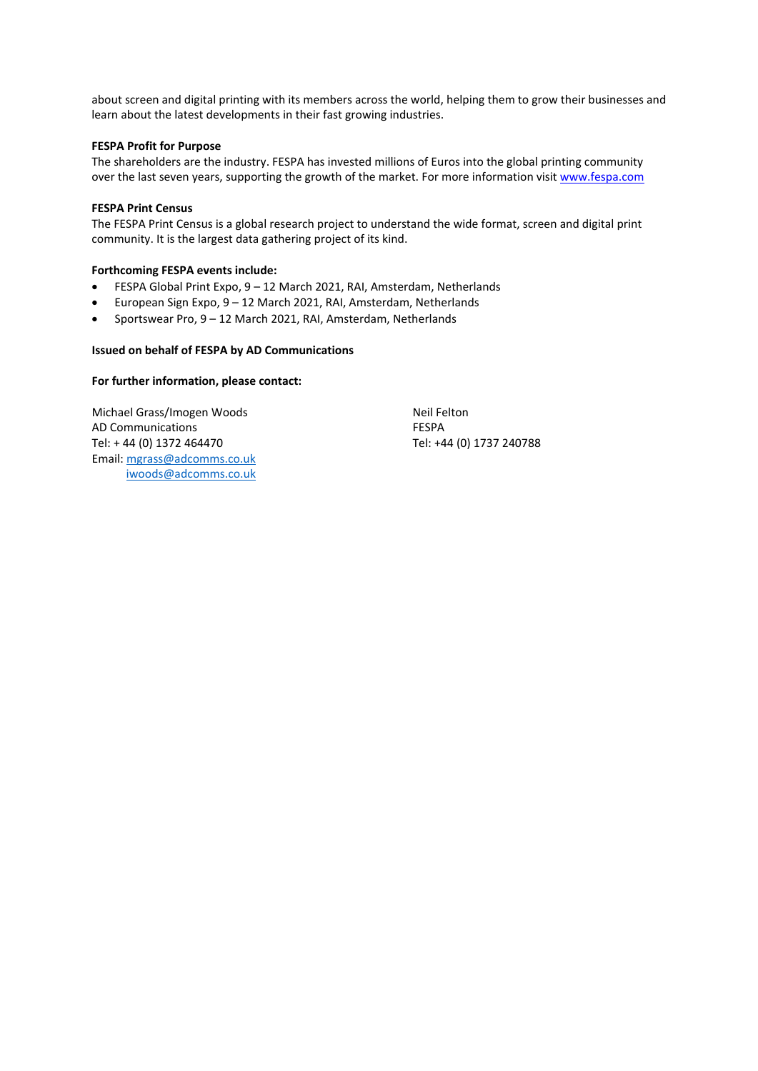about screen and digital printing with its members across the world, helping them to grow their businesses and learn about the latest developments in their fast growing industries.

**FESPA Profit for Purpose**
The shareholders are the industry. FESPA has invested millions of Euros into the global printing community over the last seven years, supporting the growth of the market. For more information visit www.fespa.com

**FESPA Print Census**
The FESPA Print Census is a global research project to understand the wide format, screen and digital print community. It is the largest data gathering project of its kind.

**Forthcoming FESPA events include:**

- FESPA Global Print Expo, 9 – 12 March 2021, RAI, Amsterdam, Netherlands
- European Sign Expo, 9 – 12 March 2021, RAI, Amsterdam, Netherlands
- Sportswear Pro, 9 – 12 March 2021, RAI, Amsterdam, Netherlands

**Issued on behalf of FESPA by AD Communications**

**For further information, please contact:**

Michael Grass/Imogen Woods
AD Communications
Tel: + 44 (0) 1372 464470
Email: mgrass@adcomms.co.uk
iwoods@adcomms.co.uk

Neil Felton
FESPA
Tel: +44 (0) 1737 240788